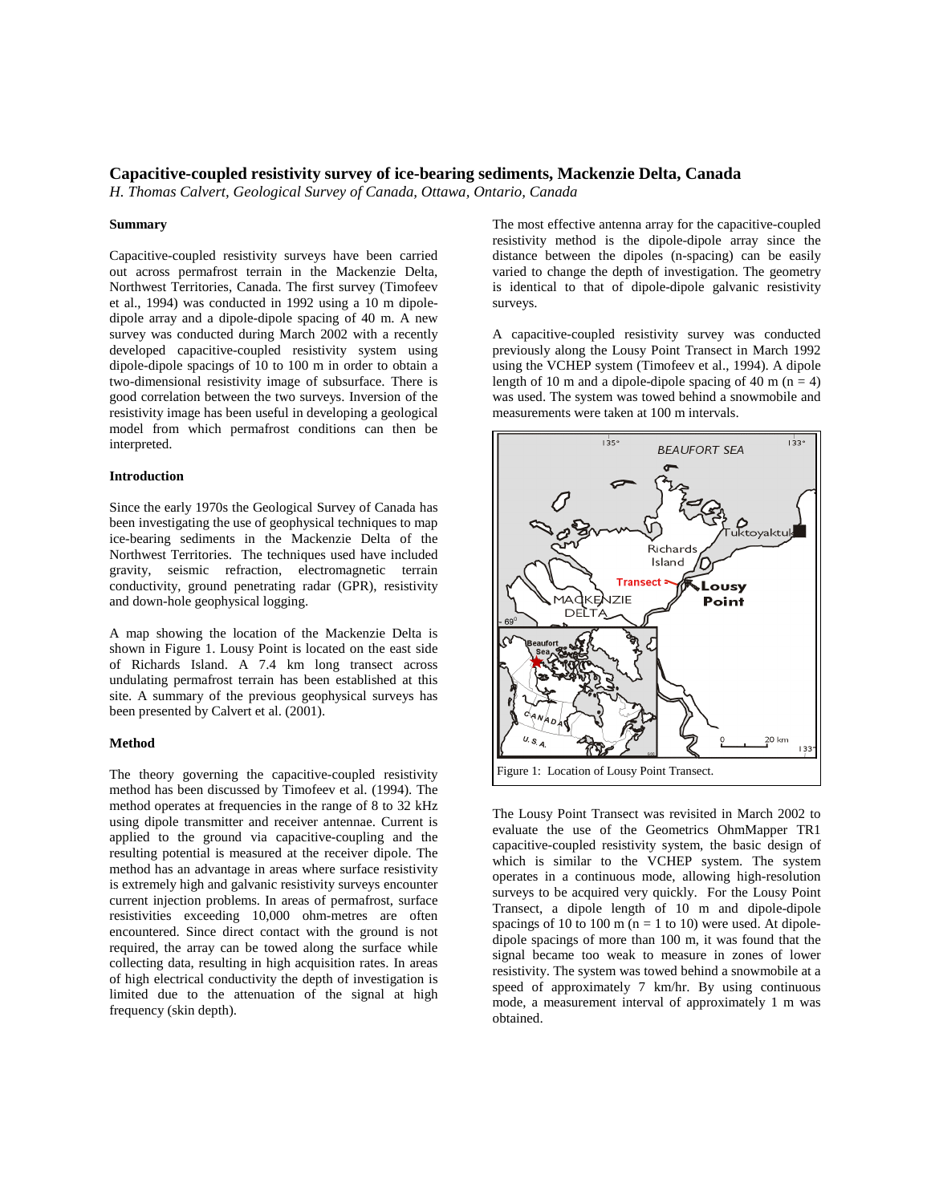# Capacitive-coupled resistivity survey of ice-bearing sediments, Mackenzie Delta, Canada

*H. Thomas Calvert, Geological Survey of Canada, Ottawa, Ontario, Canada*

## Summary

Capacitive-coupled resistivity surveys have been carried out across permafrost terrain in the Mackenzie Delta, Northwest Territories, Canada. The first survey (Timofeev et al., 1994) was conducted in 1992 using a 10 m dipole-dipole array and a dipole-dipole spacing of 40 m. A new survey was conducted during March 2002 with a recently developed capacitive-coupled resistivity system using dipole-dipole spacings of 10 to 100 m in order to obtain a two-dimensional resistivity image of subsurface. There is good correlation between the two surveys. Inversion of the resistivity image has been useful in developing a geological model from which permafrost conditions can then be interpreted.

## Introduction

Since the early 1970s the Geological Survey of Canada has been investigating the use of geophysical techniques to map ice-bearing sediments in the Mackenzie Delta of the Northwest Territories. The techniques used have included gravity, seismic refraction, electromagnetic terrain conductivity, ground penetrating radar (GPR), resistivity and down-hole geophysical logging.

A map showing the location of the Mackenzie Delta is shown in Figure 1. Lousy Point is located on the east side of Richards Island. A 7.4 km long transect across undulating permafrost terrain has been established at this site. A summary of the previous geophysical surveys has been presented by Calvert et al. (2001).

## Method

The theory governing the capacitive-coupled resistivity method has been discussed by Timofeev et al. (1994). The method operates at frequencies in the range of 8 to 32 kHz using dipole transmitter and receiver antennae. Current is applied to the ground via capacitive-coupling and the resulting potential is measured at the receiver dipole. The method has an advantage in areas where surface resistivity is extremely high and galvanic resistivity surveys encounter current injection problems. In areas of permafrost, surface resistivities exceeding 10,000 ohm-metres are often encountered. Since direct contact with the ground is not required, the array can be towed along the surface while collecting data, resulting in high acquisition rates. In areas of high electrical conductivity the depth of investigation is limited due to the attenuation of the signal at high frequency (skin depth).

The most effective antenna array for the capacitive-coupled resistivity method is the dipole-dipole array since the distance between the dipoles (n-spacing) can be easily varied to change the depth of investigation. The geometry is identical to that of dipole-dipole galvanic resistivity surveys.

A capacitive-coupled resistivity survey was conducted previously along the Lousy Point Transect in March 1992 using the VCHEP system (Timofeev et al., 1994). A dipole length of 10 m and a dipole-dipole spacing of 40 m ($n = 4$) was used. The system was towed behind a snowmobile and measurements were taken at 100 m intervals.

135°
133°
BEAUFORT SEA
Tuktoyaktuk
Richards Island
Transect
Lousy Point
MACKENZIE DELTA
69°
Beaufort Sea
CANADA
U.S.A.
0
20 km
133°

Figure 1: Location of Lousy Point Transect.

The Lousy Point Transect was revisited in March 2002 to evaluate the use of the Geometrics OhmMapper TR1 capacitive-coupled resistivity system, the basic design of which is similar to the VCHEP system. The system operates in a continuous mode, allowing high-resolution surveys to be acquired very quickly. For the Lousy Point Transect, a dipole length of 10 m and dipole-dipole spacings of 10 to 100 m ($n = 1$ to 10) were used. At dipole-dipole spacings of more than 100 m, it was found that the signal became too weak to measure in zones of lower resistivity. The system was towed behind a snowmobile at a speed of approximately 7 km/hr. By using continuous mode, a measurement interval of approximately 1 m was obtained.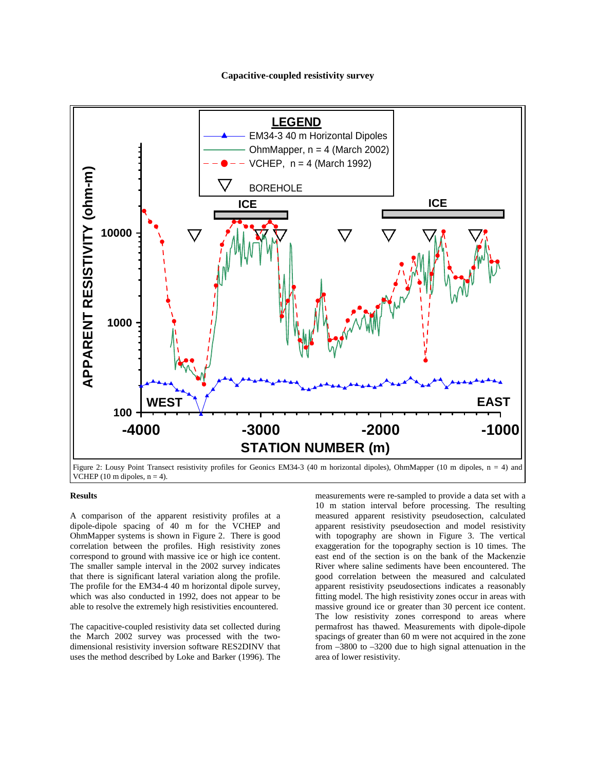**Capacitive-coupled resistivity survey**

LEGEND

EM34-3 40 m Horizontal Dipoles

OhmMapper, n = 4 (March 2002)

VCHEP, n = 4 (March 1992)

BOREHOLE

ICE

ICE

APPARENT RESISTIVITY (ohm-m)

10000

1000

100

WEST

EAST

-4000

-3000

-2000

-1000

STATION NUMBER (m)

Figure 2: Lousy Point Transect resistivity profiles for Geonics EM34-3 (40 m horizontal dipoles), OhmMapper (10 m dipoles, n = 4) and VCHEP (10 m dipoles, n = 4).

**Results**

A comparison of the apparent resistivity profiles at a dipole-dipole spacing of 40 m for the VCHEP and OhmMapper systems is shown in Figure 2. There is good correlation between the profiles. High resistivity zones correspond to ground with massive ice or high ice content. The smaller sample interval in the 2002 survey indicates that there is significant lateral variation along the profile. The profile for the EM34-4 40 m horizontal dipole survey, which was also conducted in 1992, does not appear to be able to resolve the extremely high resistivities encountered.

The capacitive-coupled resistivity data set collected during the March 2002 survey was processed with the two-dimensional resistivity inversion software RES2DINV that uses the method described by Loke and Barker (1996). The measurements were re-sampled to provide a data set with a 10 m station interval before processing. The resulting measured apparent resistivity pseudosection, calculated apparent resistivity pseudosection and model resistivity with topography are shown in Figure 3. The vertical exaggeration for the topography section is 10 times. The east end of the section is on the bank of the Mackenzie River where saline sediments have been encountered. The good correlation between the measured and calculated apparent resistivity pseudosections indicates a reasonably fitting model. The high resistivity zones occur in areas with massive ground ice or greater than 30 percent ice content. The low resistivity zones correspond to areas where permafrost has thawed. Measurements with dipole-dipole spacings of greater than 60 m were not acquired in the zone from –3800 to –3200 due to high signal attenuation in the area of lower resistivity.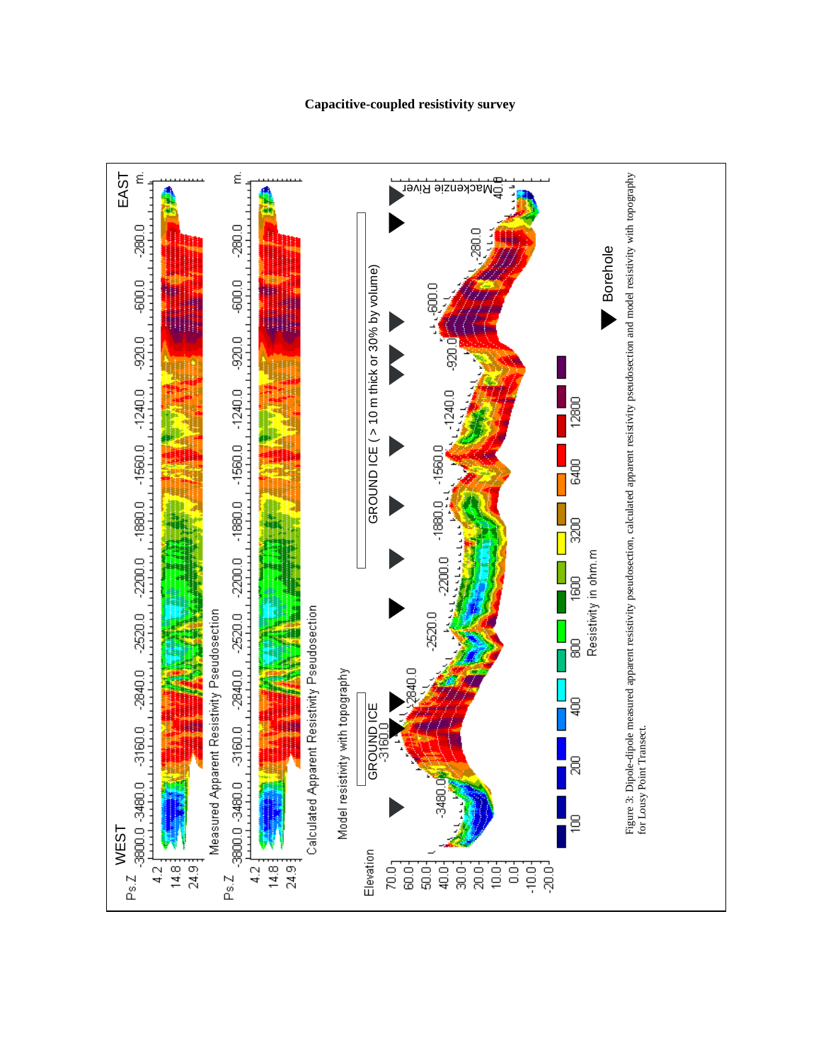**Capacitive-coupled resistivity survey**

WEST

EAST

Ps.Z

m.

4.2

14.8

24.9

-3800.0 -3480.0 -3160.0 -2840.0 -2520.0 -2200.0 -1880.0 -1560.0 -1240.0 -920.0 -600.0 -280.0

Measured Apparent Resistivity Pseudosection

Ps.Z

m.

4.2

14.8

24.9

-3800.0 -3480.0 -3160.0 -2840.0 -2520.0 -2200.0 -1880.0 -1560.0 -1240.0 -920.0 -600.0 -280.0

Calculated Apparent Resistivity Pseudosection

Model resistivity with topography

GROUND ICE

GROUND ICE ( > 10 m thick or 30% by volume)

Mackenzie River

Elevation

70.0

60.0

50.0

40.0

30.0

20.0

10.0

0.0

-10.0

-20.0

-3480.0 -3160.0 -2840.0 -2520.0 -2200.0 -1880.0 -1560.0 -1240.0 -920.0 -600.0 -280.0 40.0

100 200 400 800 1600 3200 6400 12800

Resistivity in ohm.m

Borehole

Figure 3: Dipole-dipole measured apparent resistivity pseudosection, calculated apparent resistivity pseudosection and model resistivity with topography for Lousy Point Transect.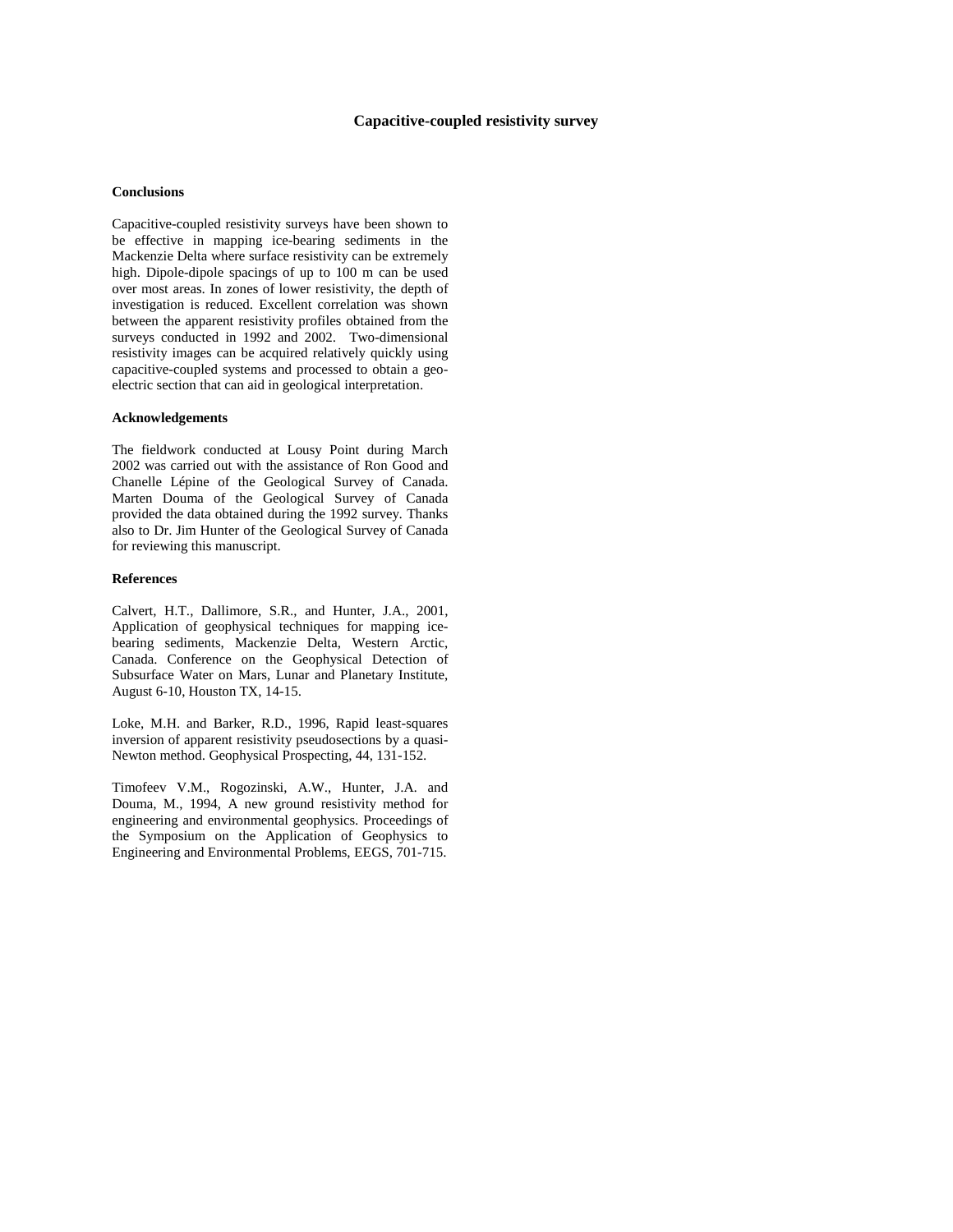## Conclusions

Capacitive-coupled resistivity surveys have been shown to be effective in mapping ice-bearing sediments in the Mackenzie Delta where surface resistivity can be extremely high. Dipole-dipole spacings of up to 100 m can be used over most areas. In zones of lower resistivity, the depth of investigation is reduced. Excellent correlation was shown between the apparent resistivity profiles obtained from the surveys conducted in 1992 and 2002. Two-dimensional resistivity images can be acquired relatively quickly using capacitive-coupled systems and processed to obtain a geo-electric section that can aid in geological interpretation.

## Acknowledgements

The fieldwork conducted at Lousy Point during March 2002 was carried out with the assistance of Ron Good and Chanelle Lépine of the Geological Survey of Canada. Marten Douma of the Geological Survey of Canada provided the data obtained during the 1992 survey. Thanks also to Dr. Jim Hunter of the Geological Survey of Canada for reviewing this manuscript.

## References

Calvert, H.T., Dallimore, S.R., and Hunter, J.A., 2001, Application of geophysical techniques for mapping ice-bearing sediments, Mackenzie Delta, Western Arctic, Canada. Conference on the Geophysical Detection of Subsurface Water on Mars, Lunar and Planetary Institute, August 6-10, Houston TX, 14-15.

Loke, M.H. and Barker, R.D., 1996, Rapid least-squares inversion of apparent resistivity pseudosections by a quasi-Newton method. Geophysical Prospecting, 44, 131-152.

Timofeev V.M., Rogozinski, A.W., Hunter, J.A. and Douma, M., 1994, A new ground resistivity method for engineering and environmental geophysics. Proceedings of the Symposium on the Application of Geophysics to Engineering and Environmental Problems, EEGS, 701-715.